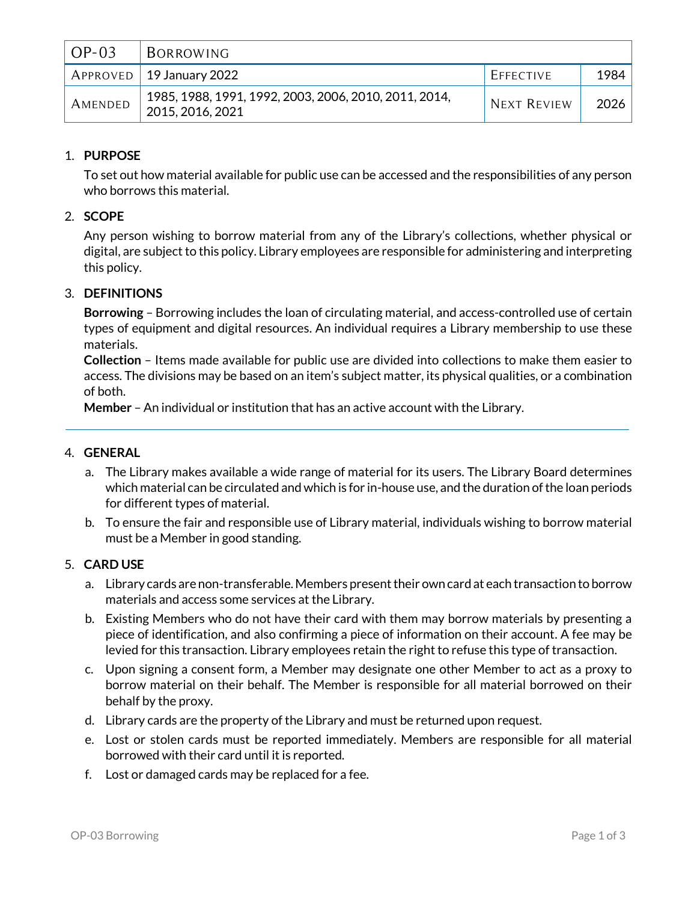| OP-03 | BORROWING | | |
|---|---|---|---|
| APPROVED | 19 January 2022 | EFFECTIVE | 1984 |
| AMENDED | 1985, 1988, 1991, 1992, 2003, 2006, 2010, 2011, 2014, 2015, 2016, 2021 | NEXT REVIEW | 2026 |

1. **PURPOSE**

   To set out how material available for public use can be accessed and the responsibilities of any person who borrows this material.

2. **SCOPE**

   Any person wishing to borrow material from any of the Library's collections, whether physical or digital, are subject to this policy. Library employees are responsible for administering and interpreting this policy.

3. **DEFINITIONS**

   **Borrowing** – Borrowing includes the loan of circulating material, and access-controlled use of certain types of equipment and digital resources. An individual requires a Library membership to use these materials.

   **Collection** – Items made available for public use are divided into collections to make them easier to access. The divisions may be based on an item's subject matter, its physical qualities, or a combination of both.

   **Member** – An individual or institution that has an active account with the Library.

---

4. **GENERAL**

   a. The Library makes available a wide range of material for its users. The Library Board determines which material can be circulated and which is for in-house use, and the duration of the loan periods for different types of material.

   b. To ensure the fair and responsible use of Library material, individuals wishing to borrow material must be a Member in good standing.

5. **CARD USE**

   a. Library cards are non-transferable. Members present their own card at each transaction to borrow materials and access some services at the Library.

   b. Existing Members who do not have their card with them may borrow materials by presenting a piece of identification, and also confirming a piece of information on their account. A fee may be levied for this transaction. Library employees retain the right to refuse this type of transaction.

   c. Upon signing a consent form, a Member may designate one other Member to act as a proxy to borrow material on their behalf. The Member is responsible for all material borrowed on their behalf by the proxy.

   d. Library cards are the property of the Library and must be returned upon request.

   e. Lost or stolen cards must be reported immediately. Members are responsible for all material borrowed with their card until it is reported.

   f. Lost or damaged cards may be replaced for a fee.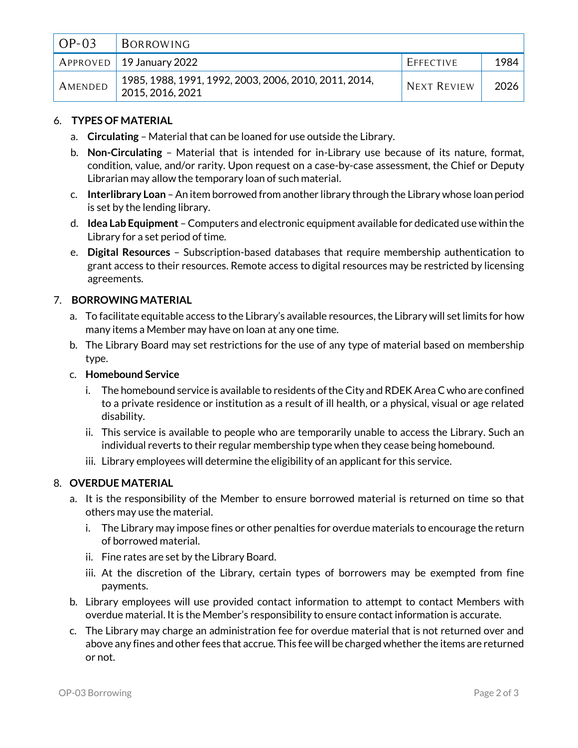6. **TYPES OF MATERIAL**
   a. **Circulating** – Material that can be loaned for use outside the Library.
   b. **Non-Circulating** – Material that is intended for in-Library use because of its nature, format, condition, value, and/or rarity. Upon request on a case-by-case assessment, the Chief or Deputy Librarian may allow the temporary loan of such material.
   c. **Interlibrary Loan** – An item borrowed from another library through the Library whose loan period is set by the lending library.
   d. **Idea Lab Equipment** – Computers and electronic equipment available for dedicated use within the Library for a set period of time.
   e. **Digital Resources** – Subscription-based databases that require membership authentication to grant access to their resources. Remote access to digital resources may be restricted by licensing agreements.

7. **BORROWING MATERIAL**
   a. To facilitate equitable access to the Library's available resources, the Library will set limits for how many items a Member may have on loan at any one time.
   b. The Library Board may set restrictions for the use of any type of material based on membership type.
   c. **Homebound Service**
      i. The homebound service is available to residents of the City and RDEK Area C who are confined to a private residence or institution as a result of ill health, or a physical, visual or age related disability.
      ii. This service is available to people who are temporarily unable to access the Library. Such an individual reverts to their regular membership type when they cease being homebound.
      iii. Library employees will determine the eligibility of an applicant for this service.

8. **OVERDUE MATERIAL**
   a. It is the responsibility of the Member to ensure borrowed material is returned on time so that others may use the material.
      i. The Library may impose fines or other penalties for overdue materials to encourage the return of borrowed material.
      ii. Fine rates are set by the Library Board.
      iii. At the discretion of the Library, certain types of borrowers may be exempted from fine payments.
   b. Library employees will use provided contact information to attempt to contact Members with overdue material. It is the Member's responsibility to ensure contact information is accurate.
   c. The Library may charge an administration fee for overdue material that is not returned over and above any fines and other fees that accrue. This fee will be charged whether the items are returned or not.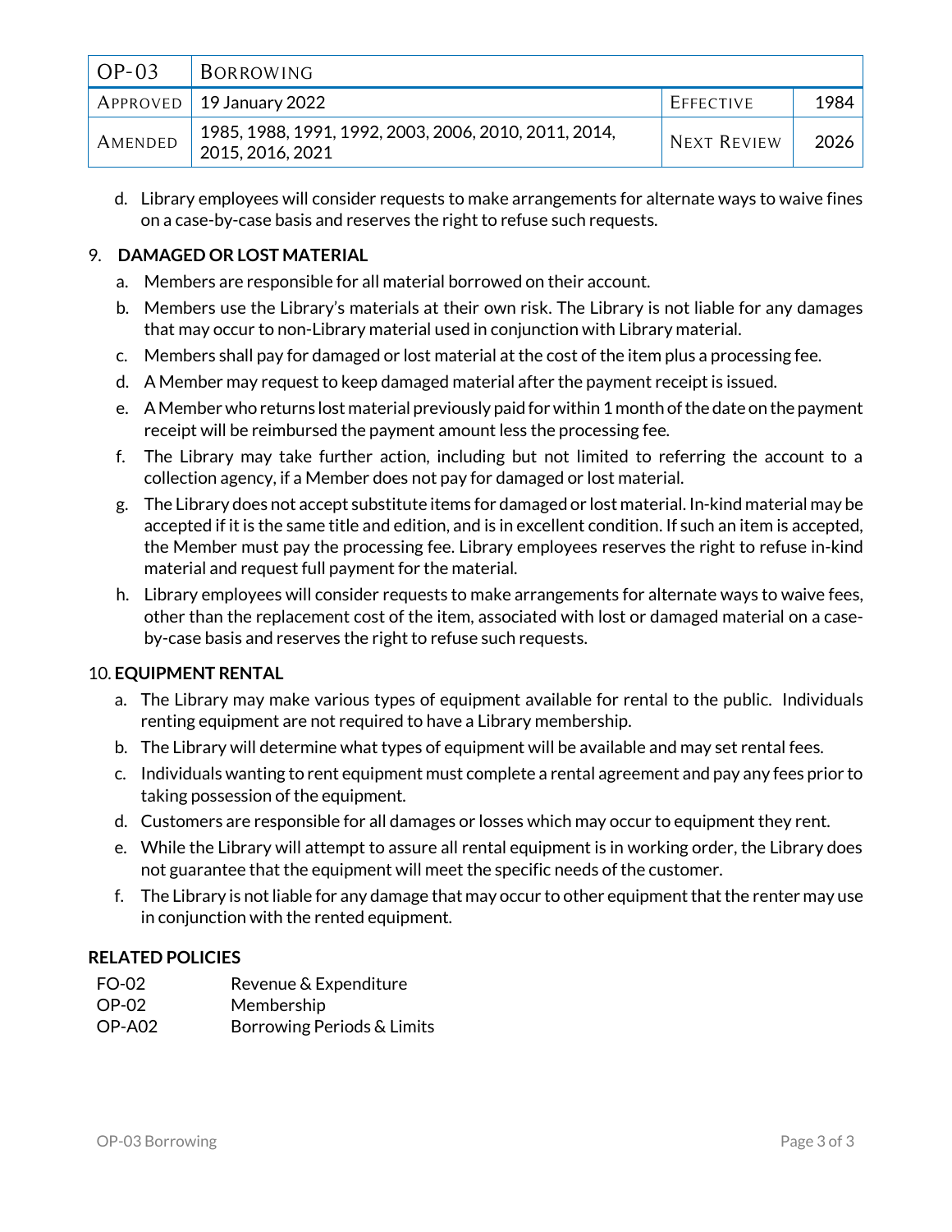| OP-03 | BORROWING | | |
|---|---|---|---|
| APPROVED | 19 January 2022 | EFFECTIVE | 1984 |
| AMENDED | 1985, 1988, 1991, 1992, 2003, 2006, 2010, 2011, 2014, 2015, 2016, 2021 | NEXT REVIEW | 2026 |

d. Library employees will consider requests to make arrangements for alternate ways to waive fines on a case-by-case basis and reserves the right to refuse such requests.

9. **DAMAGED OR LOST MATERIAL**

a. Members are responsible for all material borrowed on their account.

b. Members use the Library's materials at their own risk. The Library is not liable for any damages that may occur to non-Library material used in conjunction with Library material.

c. Members shall pay for damaged or lost material at the cost of the item plus a processing fee.

d. A Member may request to keep damaged material after the payment receipt is issued.

e. A Member who returns lost material previously paid for within 1 month of the date on the payment receipt will be reimbursed the payment amount less the processing fee.

f. The Library may take further action, including but not limited to referring the account to a collection agency, if a Member does not pay for damaged or lost material.

g. The Library does not accept substitute items for damaged or lost material. In-kind material may be accepted if it is the same title and edition, and is in excellent condition. If such an item is accepted, the Member must pay the processing fee. Library employees reserves the right to refuse in-kind material and request full payment for the material.

h. Library employees will consider requests to make arrangements for alternate ways to waive fees, other than the replacement cost of the item, associated with lost or damaged material on a case-by-case basis and reserves the right to refuse such requests.

10. **EQUIPMENT RENTAL**

a. The Library may make various types of equipment available for rental to the public. Individuals renting equipment are not required to have a Library membership.

b. The Library will determine what types of equipment will be available and may set rental fees.

c. Individuals wanting to rent equipment must complete a rental agreement and pay any fees prior to taking possession of the equipment.

d. Customers are responsible for all damages or losses which may occur to equipment they rent.

e. While the Library will attempt to assure all rental equipment is in working order, the Library does not guarantee that the equipment will meet the specific needs of the customer.

f. The Library is not liable for any damage that may occur to other equipment that the renter may use in conjunction with the rented equipment.

**RELATED POLICIES**

| | |
|---|---|
| FO-02 | Revenue & Expenditure |
| OP-02 | Membership |
| OP-A02 | Borrowing Periods & Limits |